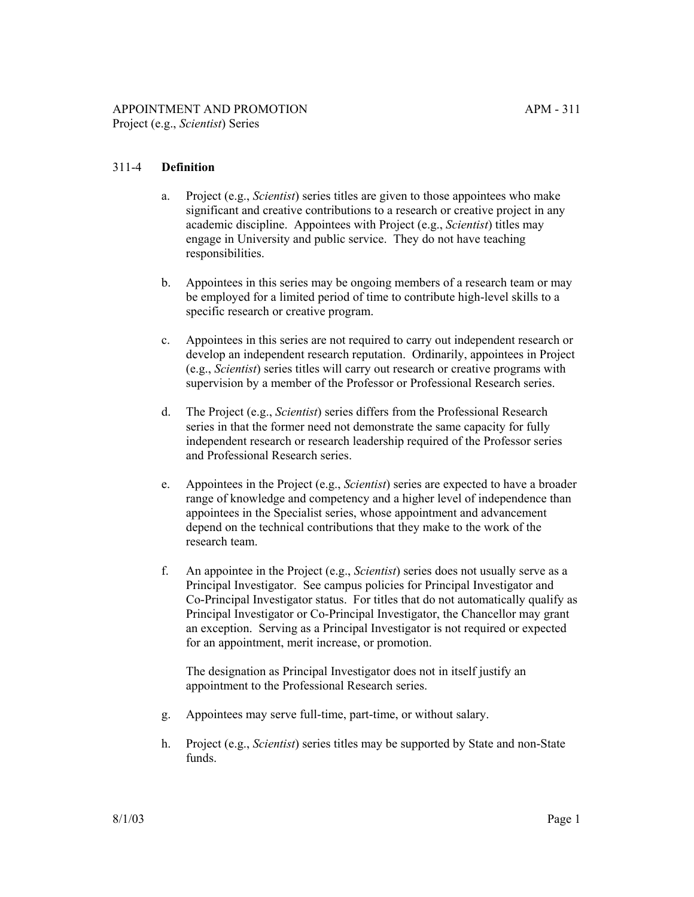## 311-4 **Definition**

a. Project (e.g., *Scientist*) series titles are given to those appointees who make significant and creative contributions to a research or creative project in any academic discipline. Appointees with Project (e.g., *Scientist*) titles may engage in University and public service. They do not have teaching responsibilities.

b. Appointees in this series may be ongoing members of a research team or may be employed for a limited period of time to contribute high-level skills to a specific research or creative program.

c. Appointees in this series are not required to carry out independent research or develop an independent research reputation. Ordinarily, appointees in Project (e.g., *Scientist*) series titles will carry out research or creative programs with supervision by a member of the Professor or Professional Research series.

d. The Project (e.g., *Scientist*) series differs from the Professional Research series in that the former need not demonstrate the same capacity for fully independent research or research leadership required of the Professor series and Professional Research series.

e. Appointees in the Project (e.g., *Scientist*) series are expected to have a broader range of knowledge and competency and a higher level of independence than appointees in the Specialist series, whose appointment and advancement depend on the technical contributions that they make to the work of the research team.

f. An appointee in the Project (e.g., *Scientist*) series does not usually serve as a Principal Investigator. See campus policies for Principal Investigator and Co-Principal Investigator status. For titles that do not automatically qualify as Principal Investigator or Co-Principal Investigator, the Chancellor may grant an exception. Serving as a Principal Investigator is not required or expected for an appointment, merit increase, or promotion.

   The designation as Principal Investigator does not in itself justify an appointment to the Professional Research series.

g. Appointees may serve full-time, part-time, or without salary.

h. Project (e.g., *Scientist*) series titles may be supported by State and non-State funds.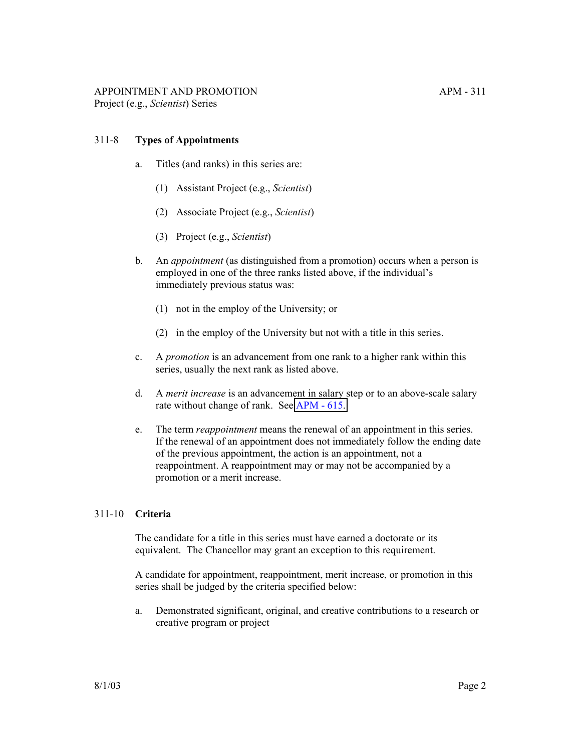## 311-8 **Types of Appointments**

a. Titles (and ranks) in this series are:

   (1) Assistant Project (e.g., *Scientist*)

   (2) Associate Project (e.g., *Scientist*)

   (3) Project (e.g., *Scientist*)

b. An *appointment* (as distinguished from a promotion) occurs when a person is employed in one of the three ranks listed above, if the individual's immediately previous status was:

   (1) not in the employ of the University; or

   (2) in the employ of the University but not with a title in this series.

c. A *promotion* is an advancement from one rank to a higher rank within this series, usually the next rank as listed above.

d. A *merit increase* is an advancement in salary step or to an above-scale salary rate without change of rank. See APM - 615.

e. The term *reappointment* means the renewal of an appointment in this series. If the renewal of an appointment does not immediately follow the ending date of the previous appointment, the action is an appointment, not a reappointment. A reappointment may or may not be accompanied by a promotion or a merit increase.

## 311-10 **Criteria**

The candidate for a title in this series must have earned a doctorate or its equivalent. The Chancellor may grant an exception to this requirement.

A candidate for appointment, reappointment, merit increase, or promotion in this series shall be judged by the criteria specified below:

a. Demonstrated significant, original, and creative contributions to a research or creative program or project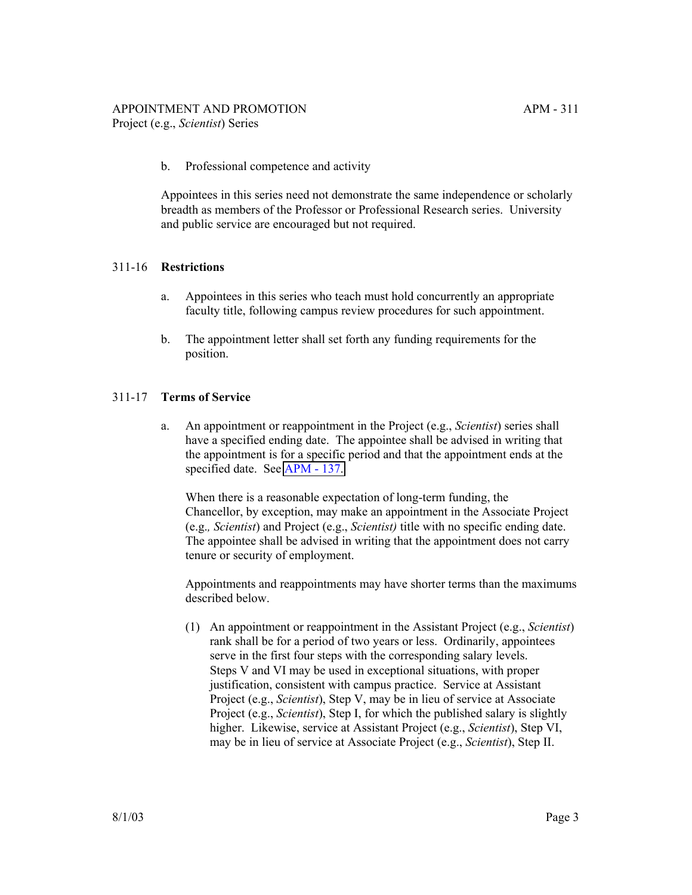b. Professional competence and activity

Appointees in this series need not demonstrate the same independence or scholarly breadth as members of the Professor or Professional Research series. University and public service are encouraged but not required.

## 311-16 **Restrictions**

a. Appointees in this series who teach must hold concurrently an appropriate faculty title, following campus review procedures for such appointment.

b. The appointment letter shall set forth any funding requirements for the position.

## 311-17 **Terms of Service**

a. An appointment or reappointment in the Project (e.g., *Scientist*) series shall have a specified ending date. The appointee shall be advised in writing that the appointment is for a specific period and that the appointment ends at the specified date. See APM - 137.

When there is a reasonable expectation of long-term funding, the Chancellor, by exception, may make an appointment in the Associate Project (e.g., *Scientist*) and Project (e.g., *Scientist)* title with no specific ending date. The appointee shall be advised in writing that the appointment does not carry tenure or security of employment.

Appointments and reappointments may have shorter terms than the maximums described below.

(1) An appointment or reappointment in the Assistant Project (e.g., *Scientist*) rank shall be for a period of two years or less. Ordinarily, appointees serve in the first four steps with the corresponding salary levels. Steps V and VI may be used in exceptional situations, with proper justification, consistent with campus practice. Service at Assistant Project (e.g., *Scientist*), Step V, may be in lieu of service at Associate Project (e.g., *Scientist*), Step I, for which the published salary is slightly higher. Likewise, service at Assistant Project (e.g., *Scientist*), Step VI, may be in lieu of service at Associate Project (e.g., *Scientist*), Step II.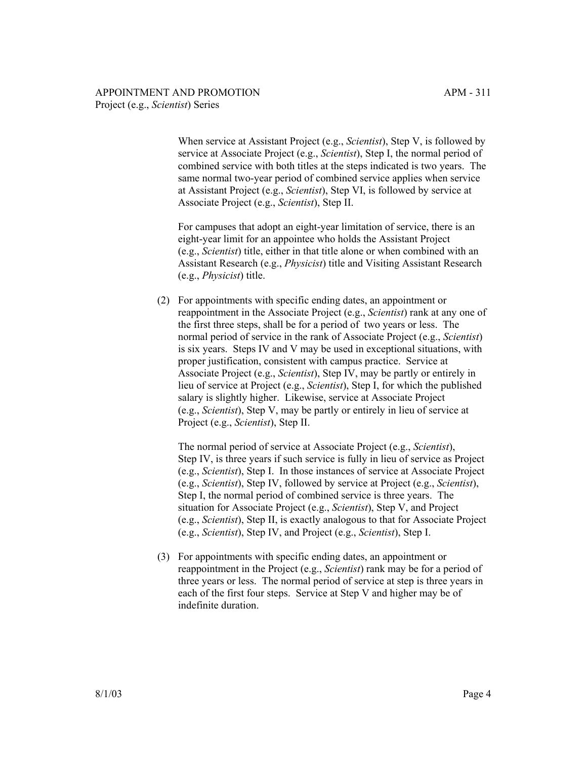When service at Assistant Project (e.g., *Scientist*), Step V, is followed by service at Associate Project (e.g., *Scientist*), Step I, the normal period of combined service with both titles at the steps indicated is two years. The same normal two-year period of combined service applies when service at Assistant Project (e.g., *Scientist*), Step VI, is followed by service at Associate Project (e.g., *Scientist*), Step II.

For campuses that adopt an eight-year limitation of service, there is an eight-year limit for an appointee who holds the Assistant Project (e.g., *Scientist*) title, either in that title alone or when combined with an Assistant Research (e.g., *Physicist*) title and Visiting Assistant Research (e.g., *Physicist*) title.

(2) For appointments with specific ending dates, an appointment or reappointment in the Associate Project (e.g., *Scientist*) rank at any one of the first three steps, shall be for a period of two years or less. The normal period of service in the rank of Associate Project (e.g., *Scientist*) is six years. Steps IV and V may be used in exceptional situations, with proper justification, consistent with campus practice. Service at Associate Project (e.g., *Scientist*), Step IV, may be partly or entirely in lieu of service at Project (e.g., *Scientist*), Step I, for which the published salary is slightly higher. Likewise, service at Associate Project (e.g., *Scientist*), Step V, may be partly or entirely in lieu of service at Project (e.g., *Scientist*), Step II.

The normal period of service at Associate Project (e.g., *Scientist*), Step IV, is three years if such service is fully in lieu of service as Project (e.g., *Scientist*), Step I. In those instances of service at Associate Project (e.g., *Scientist*), Step IV, followed by service at Project (e.g., *Scientist*), Step I, the normal period of combined service is three years. The situation for Associate Project (e.g., *Scientist*), Step V, and Project (e.g., *Scientist*), Step II, is exactly analogous to that for Associate Project (e.g., *Scientist*), Step IV, and Project (e.g., *Scientist*), Step I.

(3) For appointments with specific ending dates, an appointment or reappointment in the Project (e.g., *Scientist*) rank may be for a period of three years or less. The normal period of service at step is three years in each of the first four steps. Service at Step V and higher may be of indefinite duration.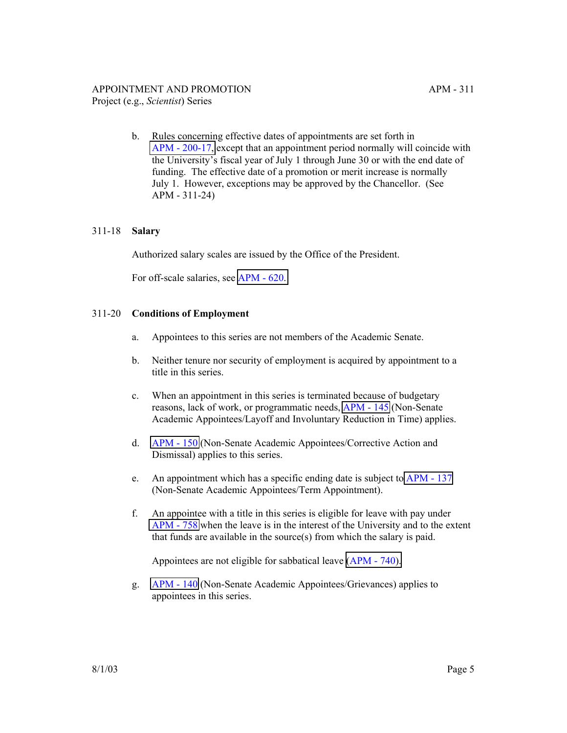b. Rules concerning effective dates of appointments are set forth in APM - 200-17, except that an appointment period normally will coincide with the University's fiscal year of July 1 through June 30 or with the end date of funding. The effective date of a promotion or merit increase is normally July 1. However, exceptions may be approved by the Chancellor. (See APM - 311-24)

## 311-18 Salary

Authorized salary scales are issued by the Office of the President.

For off-scale salaries, see APM - 620.

## 311-20 Conditions of Employment

a. Appointees to this series are not members of the Academic Senate.

b. Neither tenure nor security of employment is acquired by appointment to a title in this series.

c. When an appointment in this series is terminated because of budgetary reasons, lack of work, or programmatic needs, APM - 145 (Non-Senate Academic Appointees/Layoff and Involuntary Reduction in Time) applies.

d. APM - 150 (Non-Senate Academic Appointees/Corrective Action and Dismissal) applies to this series.

e. An appointment which has a specific ending date is subject to APM - 137 (Non-Senate Academic Appointees/Term Appointment).

f. An appointee with a title in this series is eligible for leave with pay under APM - 758 when the leave is in the interest of the University and to the extent that funds are available in the source(s) from which the salary is paid.

   Appointees are not eligible for sabbatical leave (APM - 740).

g. APM - 140 (Non-Senate Academic Appointees/Grievances) applies to appointees in this series.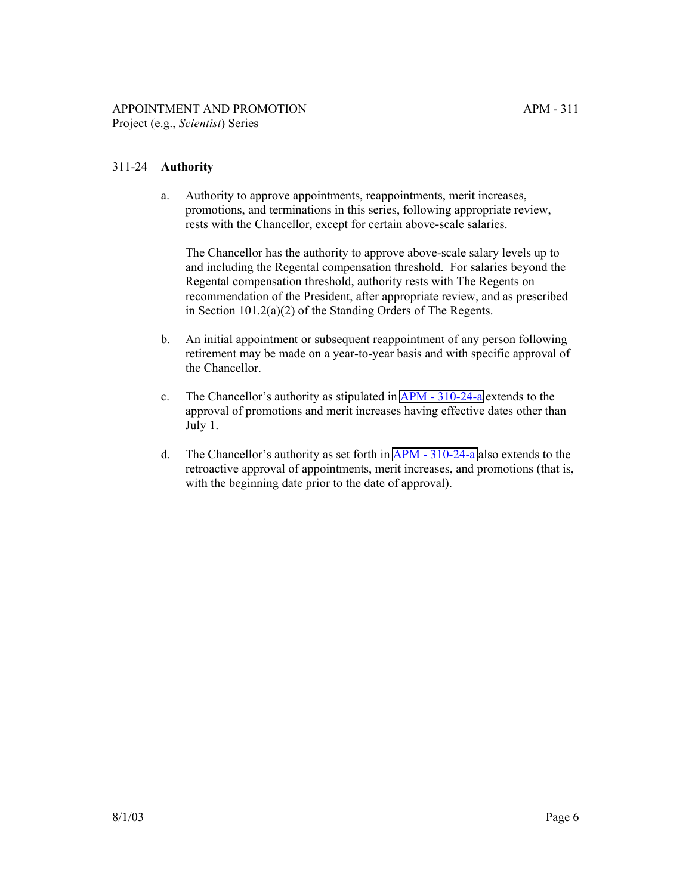## 311-24 **Authority**

a. Authority to approve appointments, reappointments, merit increases, promotions, and terminations in this series, following appropriate review, rests with the Chancellor, except for certain above-scale salaries.

   The Chancellor has the authority to approve above-scale salary levels up to and including the Regental compensation threshold. For salaries beyond the Regental compensation threshold, authority rests with The Regents on recommendation of the President, after appropriate review, and as prescribed in Section 101.2(a)(2) of the Standing Orders of The Regents.

b. An initial appointment or subsequent reappointment of any person following retirement may be made on a year-to-year basis and with specific approval of the Chancellor.

c. The Chancellor's authority as stipulated in APM - 310-24-a extends to the approval of promotions and merit increases having effective dates other than July 1.

d. The Chancellor's authority as set forth in APM - 310-24-a also extends to the retroactive approval of appointments, merit increases, and promotions (that is, with the beginning date prior to the date of approval).